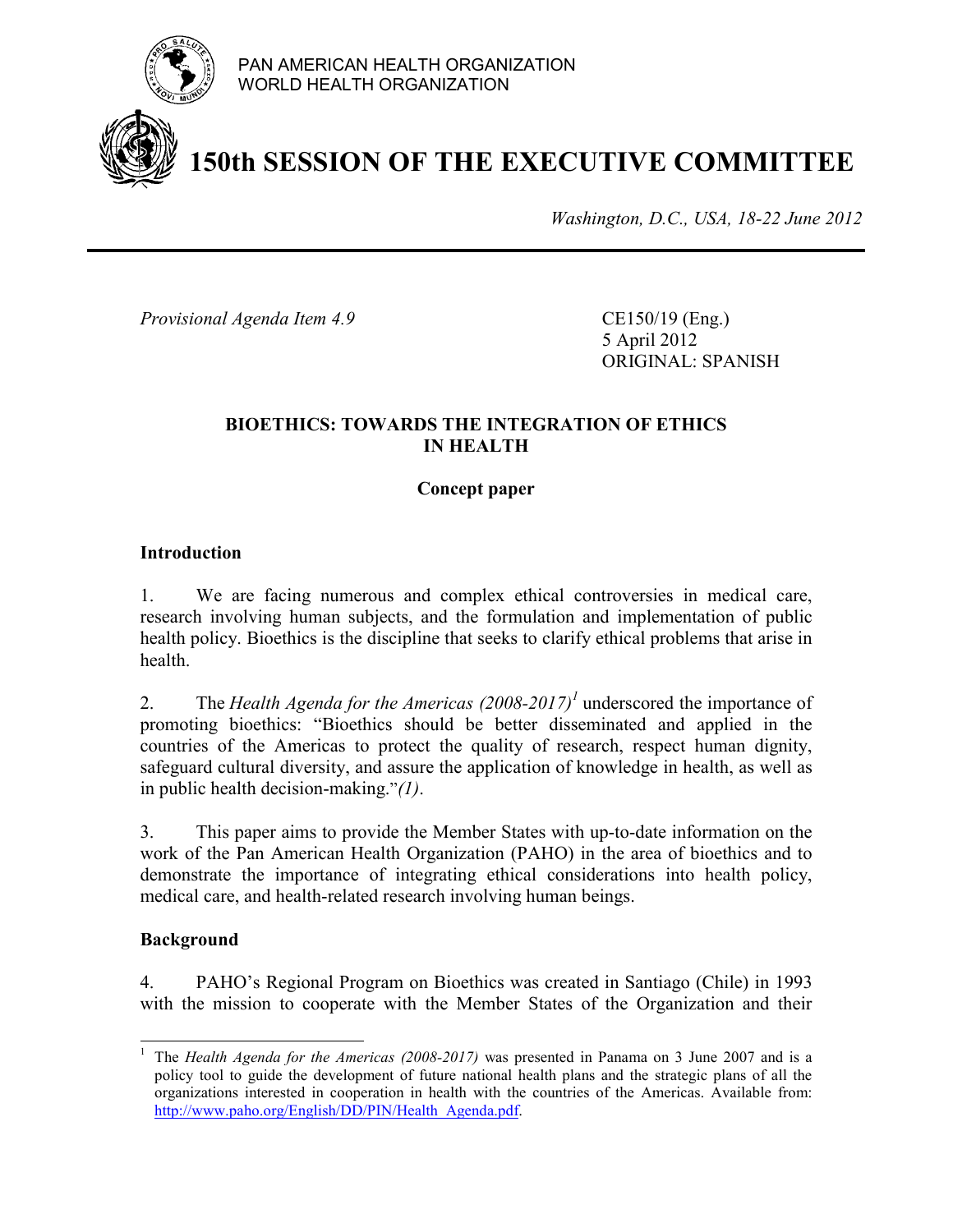PAN AMERICAN HEALTH ORGANIZATION
WORLD HEALTH ORGANIZATION

# 150th SESSION OF THE EXECUTIVE COMMITTEE

*Washington, D.C., USA, 18-22 June 2012*

---

*Provisional Agenda Item 4.9*

CE150/19 (Eng.)
5 April 2012
ORIGINAL: SPANISH

## BIOETHICS: TOWARDS THE INTEGRATION OF ETHICS IN HEALTH

### Concept paper

### Introduction

1. We are facing numerous and complex ethical controversies in medical care, research involving human subjects, and the formulation and implementation of public health policy. Bioethics is the discipline that seeks to clarify ethical problems that arise in health.

2. The *Health Agenda for the Americas (2008-2017)*[1] underscored the importance of promoting bioethics: "Bioethics should be better disseminated and applied in the countries of the Americas to protect the quality of research, respect human dignity, safeguard cultural diversity, and assure the application of knowledge in health, as well as in public health decision-making."*(1)*.

3. This paper aims to provide the Member States with up-to-date information on the work of the Pan American Health Organization (PAHO) in the area of bioethics and to demonstrate the importance of integrating ethical considerations into health policy, medical care, and health-related research involving human beings.

### Background

4. PAHO's Regional Program on Bioethics was created in Santiago (Chile) in 1993 with the mission to cooperate with the Member States of the Organization and their

---

[1] The *Health Agenda for the Americas (2008-2017)* was presented in Panama on 3 June 2007 and is a policy tool to guide the development of future national health plans and the strategic plans of all the organizations interested in cooperation in health with the countries of the Americas. Available from: http://www.paho.org/English/DD/PIN/Health_Agenda.pdf.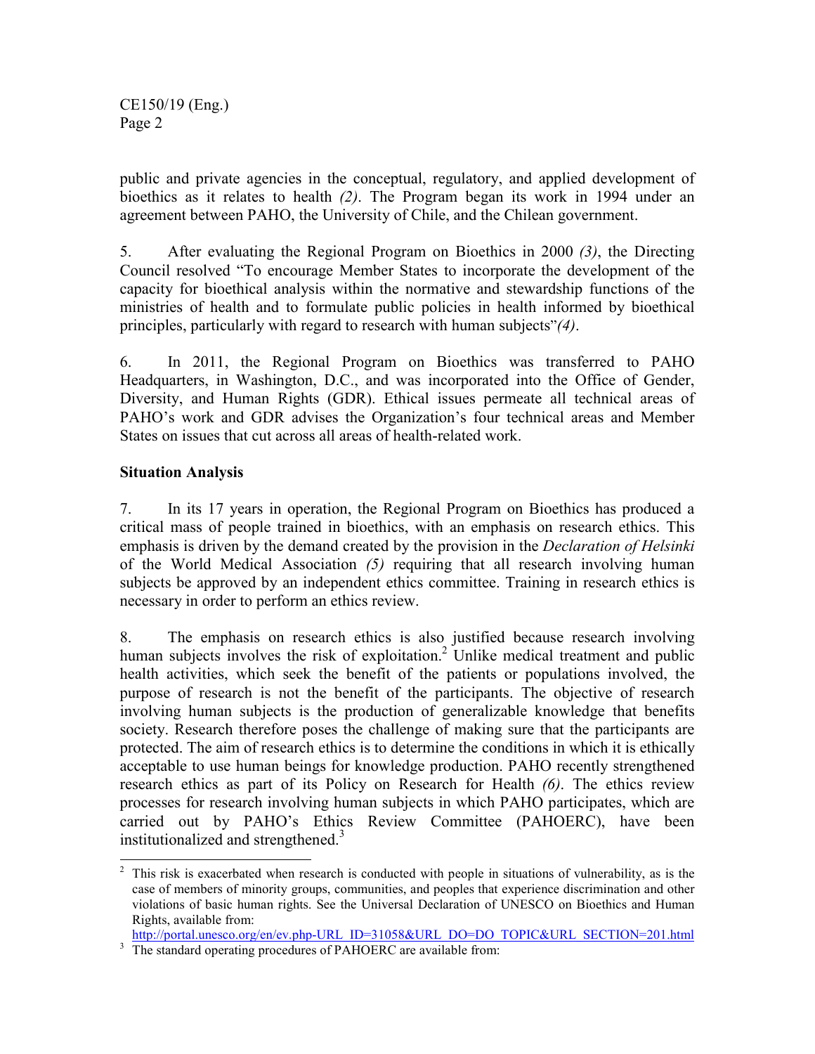public and private agencies in the conceptual, regulatory, and applied development of bioethics as it relates to health *(2)*. The Program began its work in 1994 under an agreement between PAHO, the University of Chile, and the Chilean government.

5. After evaluating the Regional Program on Bioethics in 2000 *(3)*, the Directing Council resolved "To encourage Member States to incorporate the development of the capacity for bioethical analysis within the normative and stewardship functions of the ministries of health and to formulate public policies in health informed by bioethical principles, particularly with regard to research with human subjects"*(4)*.

6. In 2011, the Regional Program on Bioethics was transferred to PAHO Headquarters, in Washington, D.C., and was incorporated into the Office of Gender, Diversity, and Human Rights (GDR). Ethical issues permeate all technical areas of PAHO's work and GDR advises the Organization's four technical areas and Member States on issues that cut across all areas of health-related work.

**Situation Analysis**

7. In its 17 years in operation, the Regional Program on Bioethics has produced a critical mass of people trained in bioethics, with an emphasis on research ethics. This emphasis is driven by the demand created by the provision in the *Declaration of Helsinki* of the World Medical Association *(5)* requiring that all research involving human subjects be approved by an independent ethics committee. Training in research ethics is necessary in order to perform an ethics review.

8. The emphasis on research ethics is also justified because research involving human subjects involves the risk of exploitation.[2] Unlike medical treatment and public health activities, which seek the benefit of the patients or populations involved, the purpose of research is not the benefit of the participants. The objective of research involving human subjects is the production of generalizable knowledge that benefits society. Research therefore poses the challenge of making sure that the participants are protected. The aim of research ethics is to determine the conditions in which it is ethically acceptable to use human beings for knowledge production. PAHO recently strengthened research ethics as part of its Policy on Research for Health *(6)*. The ethics review processes for research involving human subjects in which PAHO participates, which are carried out by PAHO's Ethics Review Committee (PAHOERC), have been institutionalized and strengthened.[3]

---

[2] This risk is exacerbated when research is conducted with people in situations of vulnerability, as is the case of members of minority groups, communities, and peoples that experience discrimination and other violations of basic human rights. See the Universal Declaration of UNESCO on Bioethics and Human Rights, available from: http://portal.unesco.org/en/ev.php-URL_ID=31058&URL_DO=DO_TOPIC&URL_SECTION=201.html

[3] The standard operating procedures of PAHOERC are available from: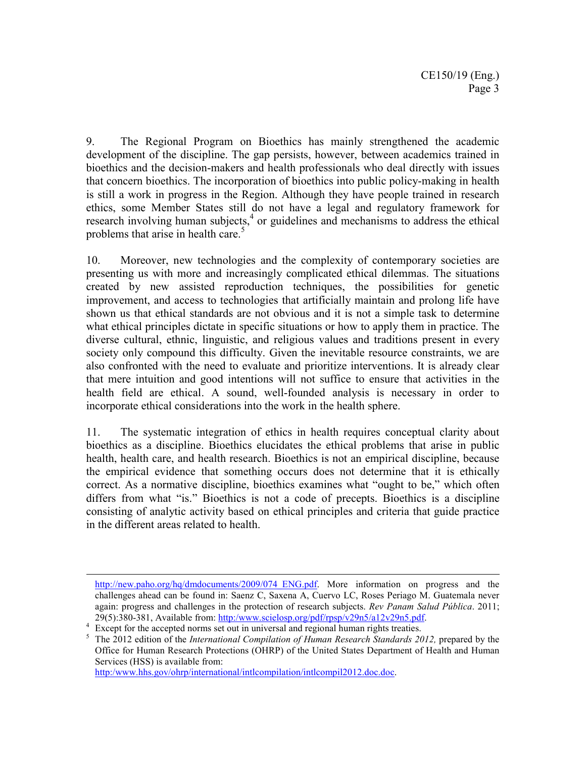9. The Regional Program on Bioethics has mainly strengthened the academic development of the discipline. The gap persists, however, between academics trained in bioethics and the decision-makers and health professionals who deal directly with issues that concern bioethics. The incorporation of bioethics into public policy-making in health is still a work in progress in the Region. Although they have people trained in research ethics, some Member States still do not have a legal and regulatory framework for research involving human subjects,[4] or guidelines and mechanisms to address the ethical problems that arise in health care.[5]

10. Moreover, new technologies and the complexity of contemporary societies are presenting us with more and increasingly complicated ethical dilemmas. The situations created by new assisted reproduction techniques, the possibilities for genetic improvement, and access to technologies that artificially maintain and prolong life have shown us that ethical standards are not obvious and it is not a simple task to determine what ethical principles dictate in specific situations or how to apply them in practice. The diverse cultural, ethnic, linguistic, and religious values and traditions present in every society only compound this difficulty. Given the inevitable resource constraints, we are also confronted with the need to evaluate and prioritize interventions. It is already clear that mere intuition and good intentions will not suffice to ensure that activities in the health field are ethical. A sound, well-founded analysis is necessary in order to incorporate ethical considerations into the work in the health sphere.

11. The systematic integration of ethics in health requires conceptual clarity about bioethics as a discipline. Bioethics elucidates the ethical problems that arise in public health, health care, and health research. Bioethics is not an empirical discipline, because the empirical evidence that something occurs does not determine that it is ethically correct. As a normative discipline, bioethics examines what "ought to be," which often differs from what "is." Bioethics is not a code of precepts. Bioethics is a discipline consisting of analytic activity based on ethical principles and criteria that guide practice in the different areas related to health.

---

http://new.paho.org/hq/dmdocuments/2009/074_ENG.pdf. More information on progress and the challenges ahead can be found in: Saenz C, Saxena A, Cuervo LC, Roses Periago M. Guatemala never again: progress and challenges in the protection of research subjects. *Rev Panam Salud Pública*. 2011; 29(5):380-381, Available from: http:/www.scielosp.org/pdf/rpsp/v29n5/a12v29n5.pdf.

[4] Except for the accepted norms set out in universal and regional human rights treaties.

[5] The 2012 edition of the *International Compilation of Human Research Standards 2012,* prepared by the Office for Human Research Protections (OHRP) of the United States Department of Health and Human Services (HSS) is available from: http:/www.hhs.gov/ohrp/international/intlcompilation/intlcompil2012.doc.doc.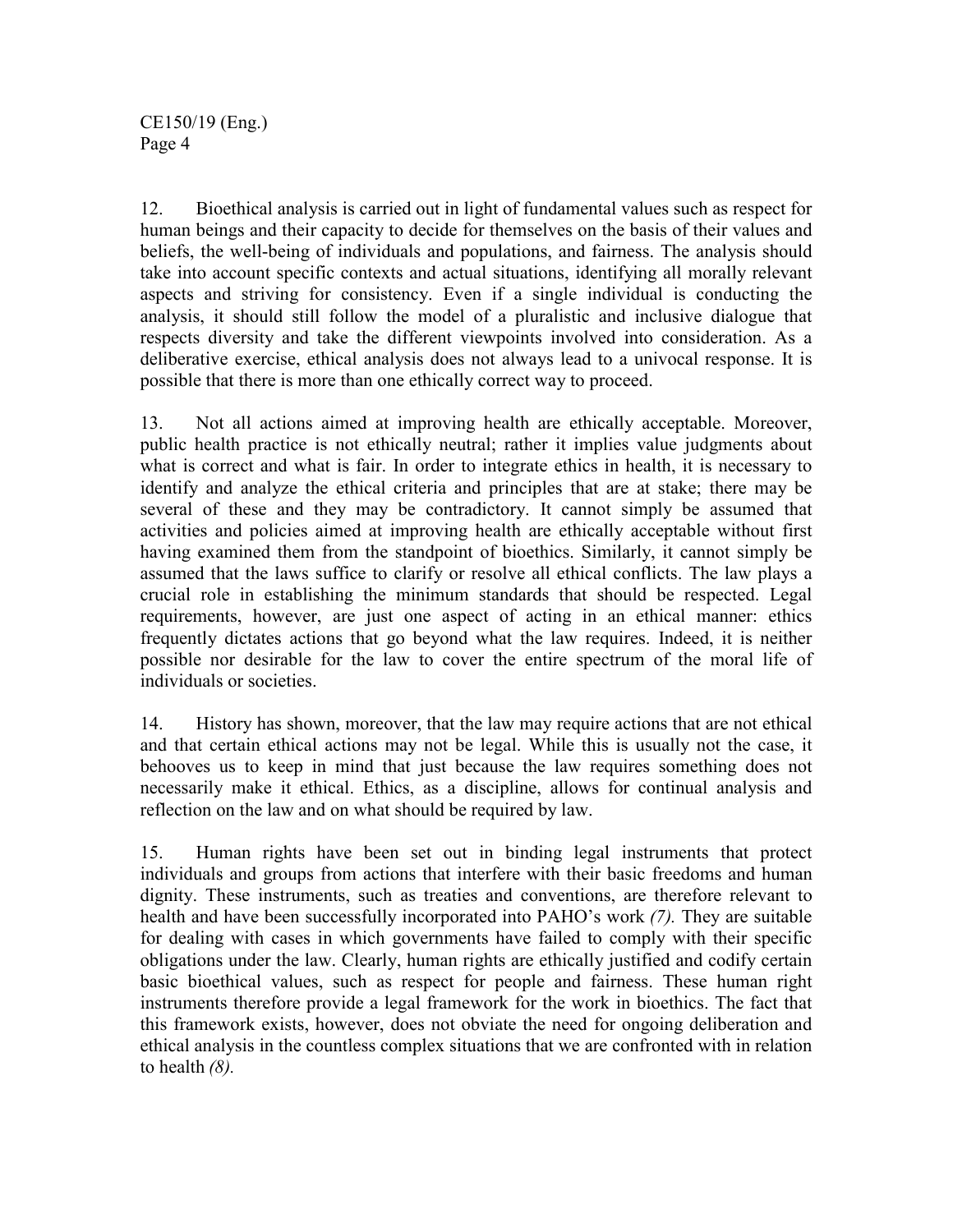12. Bioethical analysis is carried out in light of fundamental values such as respect for human beings and their capacity to decide for themselves on the basis of their values and beliefs, the well-being of individuals and populations, and fairness. The analysis should take into account specific contexts and actual situations, identifying all morally relevant aspects and striving for consistency. Even if a single individual is conducting the analysis, it should still follow the model of a pluralistic and inclusive dialogue that respects diversity and take the different viewpoints involved into consideration. As a deliberative exercise, ethical analysis does not always lead to a univocal response. It is possible that there is more than one ethically correct way to proceed.

13. Not all actions aimed at improving health are ethically acceptable. Moreover, public health practice is not ethically neutral; rather it implies value judgments about what is correct and what is fair. In order to integrate ethics in health, it is necessary to identify and analyze the ethical criteria and principles that are at stake; there may be several of these and they may be contradictory. It cannot simply be assumed that activities and policies aimed at improving health are ethically acceptable without first having examined them from the standpoint of bioethics. Similarly, it cannot simply be assumed that the laws suffice to clarify or resolve all ethical conflicts. The law plays a crucial role in establishing the minimum standards that should be respected. Legal requirements, however, are just one aspect of acting in an ethical manner: ethics frequently dictates actions that go beyond what the law requires. Indeed, it is neither possible nor desirable for the law to cover the entire spectrum of the moral life of individuals or societies.

14. History has shown, moreover, that the law may require actions that are not ethical and that certain ethical actions may not be legal. While this is usually not the case, it behooves us to keep in mind that just because the law requires something does not necessarily make it ethical. Ethics, as a discipline, allows for continual analysis and reflection on the law and on what should be required by law.

15. Human rights have been set out in binding legal instruments that protect individuals and groups from actions that interfere with their basic freedoms and human dignity. These instruments, such as treaties and conventions, are therefore relevant to health and have been successfully incorporated into PAHO's work *(7).* They are suitable for dealing with cases in which governments have failed to comply with their specific obligations under the law. Clearly, human rights are ethically justified and codify certain basic bioethical values, such as respect for people and fairness. These human right instruments therefore provide a legal framework for the work in bioethics. The fact that this framework exists, however, does not obviate the need for ongoing deliberation and ethical analysis in the countless complex situations that we are confronted with in relation to health *(8).*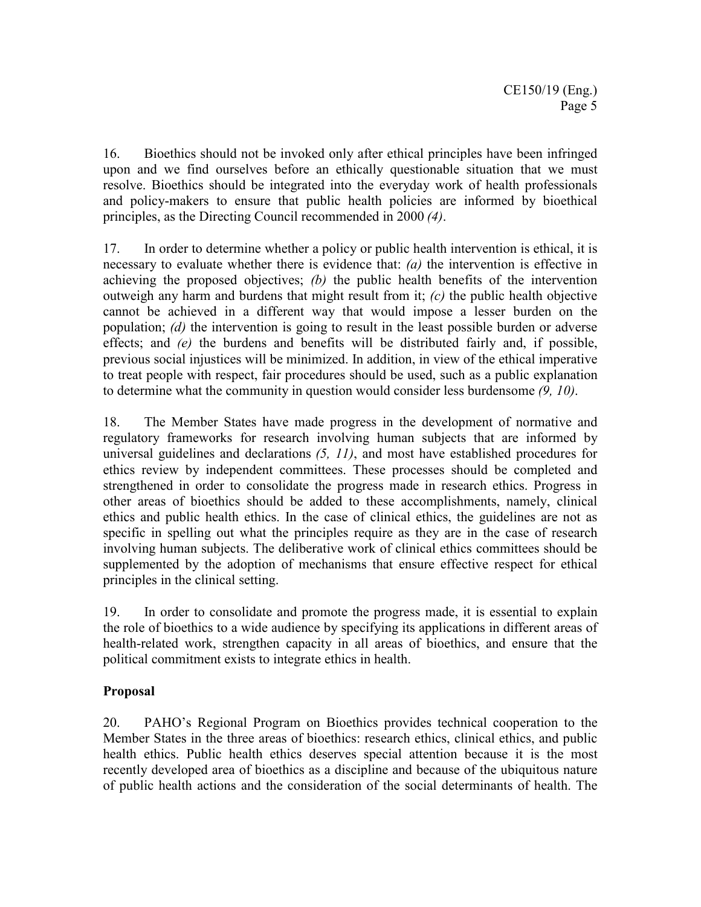16. Bioethics should not be invoked only after ethical principles have been infringed upon and we find ourselves before an ethically questionable situation that we must resolve. Bioethics should be integrated into the everyday work of health professionals and policy-makers to ensure that public health policies are informed by bioethical principles, as the Directing Council recommended in 2000 *(4)*.

17. In order to determine whether a policy or public health intervention is ethical, it is necessary to evaluate whether there is evidence that: *(a)* the intervention is effective in achieving the proposed objectives; *(b)* the public health benefits of the intervention outweigh any harm and burdens that might result from it; *(c)* the public health objective cannot be achieved in a different way that would impose a lesser burden on the population; *(d)* the intervention is going to result in the least possible burden or adverse effects; and *(e)* the burdens and benefits will be distributed fairly and, if possible, previous social injustices will be minimized. In addition, in view of the ethical imperative to treat people with respect, fair procedures should be used, such as a public explanation to determine what the community in question would consider less burdensome *(9, 10)*.

18. The Member States have made progress in the development of normative and regulatory frameworks for research involving human subjects that are informed by universal guidelines and declarations *(5, 11)*, and most have established procedures for ethics review by independent committees. These processes should be completed and strengthened in order to consolidate the progress made in research ethics. Progress in other areas of bioethics should be added to these accomplishments, namely, clinical ethics and public health ethics. In the case of clinical ethics, the guidelines are not as specific in spelling out what the principles require as they are in the case of research involving human subjects. The deliberative work of clinical ethics committees should be supplemented by the adoption of mechanisms that ensure effective respect for ethical principles in the clinical setting.

19. In order to consolidate and promote the progress made, it is essential to explain the role of bioethics to a wide audience by specifying its applications in different areas of health-related work, strengthen capacity in all areas of bioethics, and ensure that the political commitment exists to integrate ethics in health.

**Proposal**

20. PAHO's Regional Program on Bioethics provides technical cooperation to the Member States in the three areas of bioethics: research ethics, clinical ethics, and public health ethics. Public health ethics deserves special attention because it is the most recently developed area of bioethics as a discipline and because of the ubiquitous nature of public health actions and the consideration of the social determinants of health. The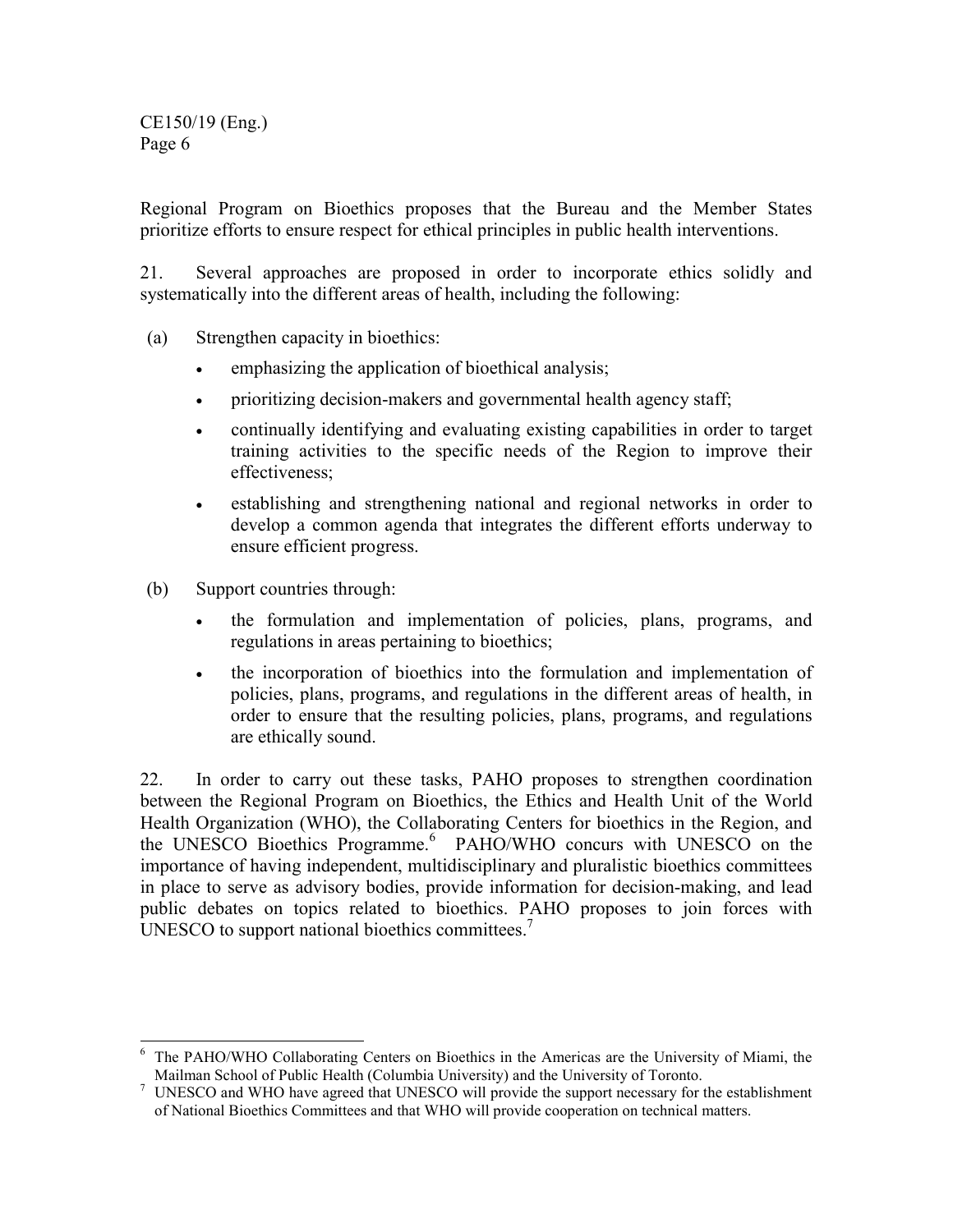Regional Program on Bioethics proposes that the Bureau and the Member States prioritize efforts to ensure respect for ethical principles in public health interventions.

21. Several approaches are proposed in order to incorporate ethics solidly and systematically into the different areas of health, including the following:

(a) Strengthen capacity in bioethics:

- emphasizing the application of bioethical analysis;
- prioritizing decision-makers and governmental health agency staff;
- continually identifying and evaluating existing capabilities in order to target training activities to the specific needs of the Region to improve their effectiveness;
- establishing and strengthening national and regional networks in order to develop a common agenda that integrates the different efforts underway to ensure efficient progress.

(b) Support countries through:

- the formulation and implementation of policies, plans, programs, and regulations in areas pertaining to bioethics;
- the incorporation of bioethics into the formulation and implementation of policies, plans, programs, and regulations in the different areas of health, in order to ensure that the resulting policies, plans, programs, and regulations are ethically sound.

22. In order to carry out these tasks, PAHO proposes to strengthen coordination between the Regional Program on Bioethics, the Ethics and Health Unit of the World Health Organization (WHO), the Collaborating Centers for bioethics in the Region, and the UNESCO Bioethics Programme.[6] PAHO/WHO concurs with UNESCO on the importance of having independent, multidisciplinary and pluralistic bioethics committees in place to serve as advisory bodies, provide information for decision-making, and lead public debates on topics related to bioethics. PAHO proposes to join forces with UNESCO to support national bioethics committees.[7]

---

[6] The PAHO/WHO Collaborating Centers on Bioethics in the Americas are the University of Miami, the Mailman School of Public Health (Columbia University) and the University of Toronto.

[7] UNESCO and WHO have agreed that UNESCO will provide the support necessary for the establishment of National Bioethics Committees and that WHO will provide cooperation on technical matters.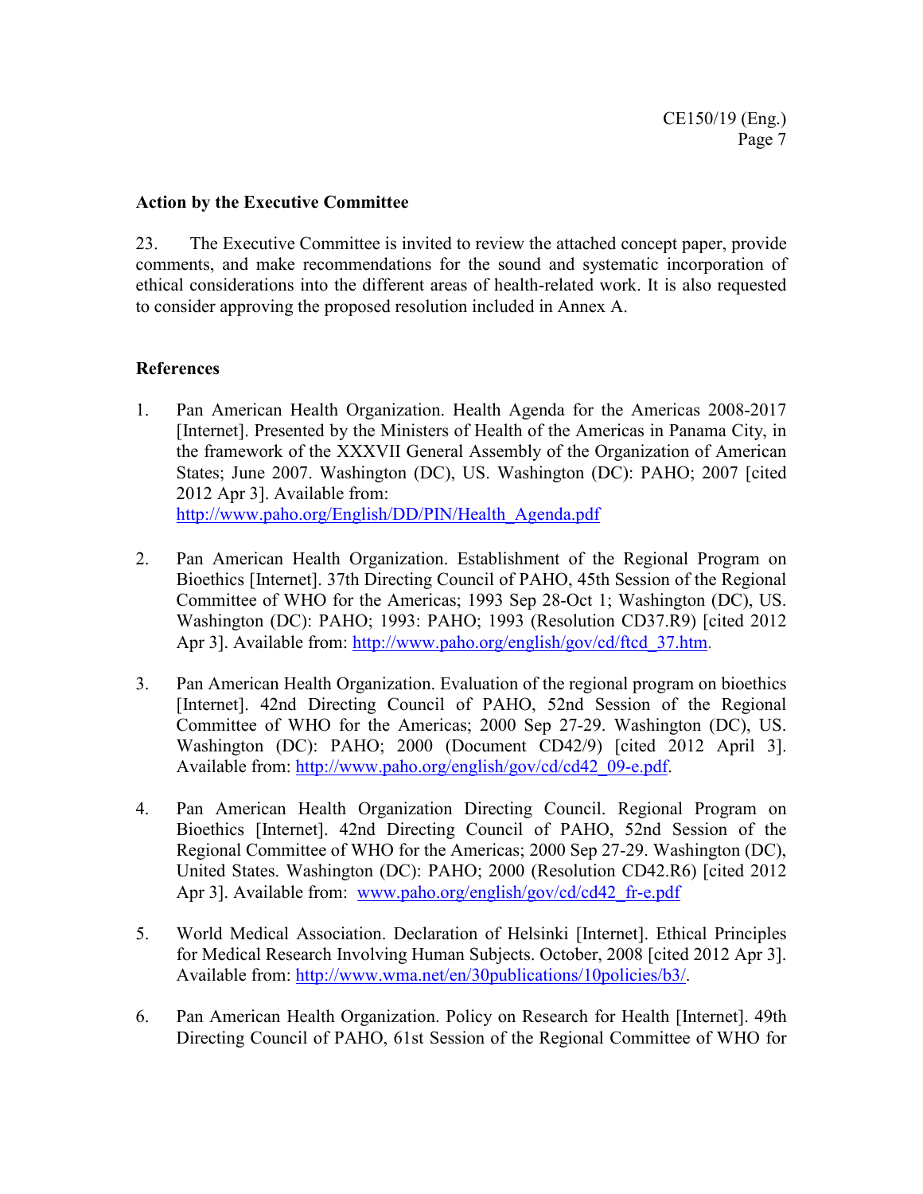**Action by the Executive Committee**

23. The Executive Committee is invited to review the attached concept paper, provide comments, and make recommendations for the sound and systematic incorporation of ethical considerations into the different areas of health-related work. It is also requested to consider approving the proposed resolution included in Annex A.

**References**

1. Pan American Health Organization. Health Agenda for the Americas 2008-2017 [Internet]. Presented by the Ministers of Health of the Americas in Panama City, in the framework of the XXXVII General Assembly of the Organization of American States; June 2007. Washington (DC), US. Washington (DC): PAHO; 2007 [cited 2012 Apr 3]. Available from: http://www.paho.org/English/DD/PIN/Health_Agenda.pdf

2. Pan American Health Organization. Establishment of the Regional Program on Bioethics [Internet]. 37th Directing Council of PAHO, 45th Session of the Regional Committee of WHO for the Americas; 1993 Sep 28-Oct 1; Washington (DC), US. Washington (DC): PAHO; 1993: PAHO; 1993 (Resolution CD37.R9) [cited 2012 Apr 3]. Available from: http://www.paho.org/english/gov/cd/ftcd_37.htm.

3. Pan American Health Organization. Evaluation of the regional program on bioethics [Internet]. 42nd Directing Council of PAHO, 52nd Session of the Regional Committee of WHO for the Americas; 2000 Sep 27-29. Washington (DC), US. Washington (DC): PAHO; 2000 (Document CD42/9) [cited 2012 April 3]. Available from: http://www.paho.org/english/gov/cd/cd42_09-e.pdf.

4. Pan American Health Organization Directing Council. Regional Program on Bioethics [Internet]. 42nd Directing Council of PAHO, 52nd Session of the Regional Committee of WHO for the Americas; 2000 Sep 27-29. Washington (DC), United States. Washington (DC): PAHO; 2000 (Resolution CD42.R6) [cited 2012 Apr 3]. Available from: www.paho.org/english/gov/cd/cd42_fr-e.pdf

5. World Medical Association. Declaration of Helsinki [Internet]. Ethical Principles for Medical Research Involving Human Subjects. October, 2008 [cited 2012 Apr 3]. Available from: http://www.wma.net/en/30publications/10policies/b3/.

6. Pan American Health Organization. Policy on Research for Health [Internet]. 49th Directing Council of PAHO, 61st Session of the Regional Committee of WHO for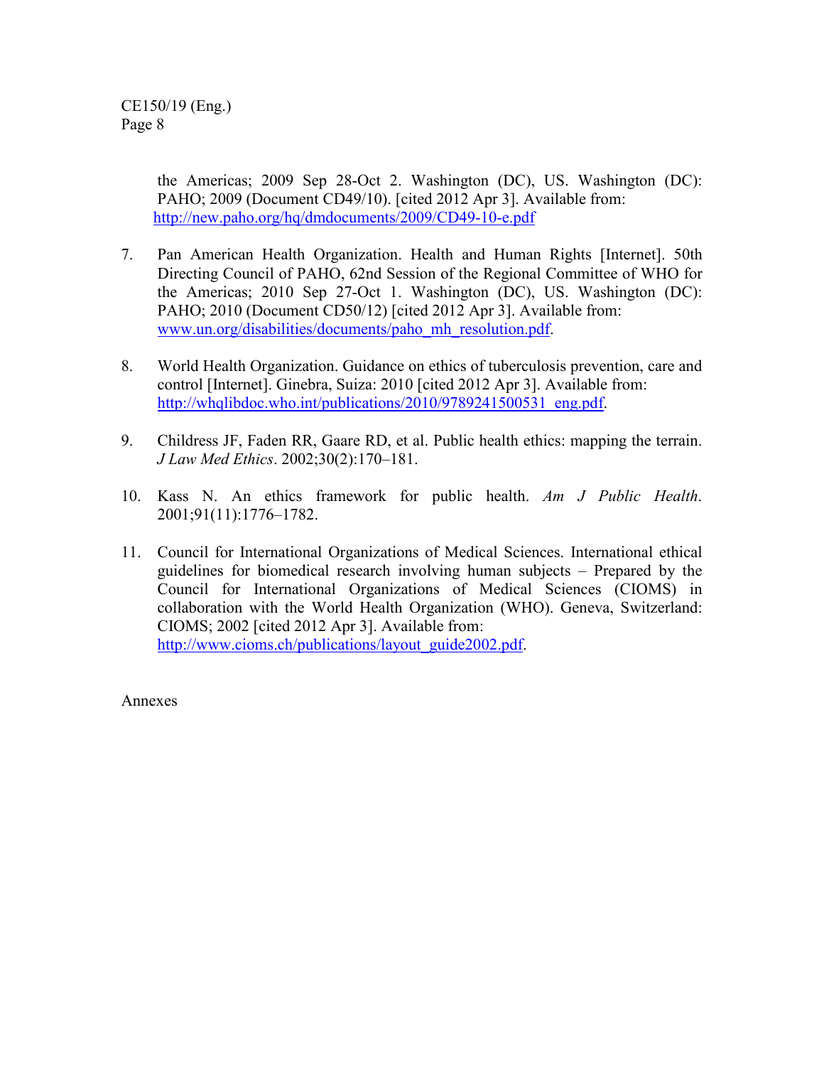the Americas; 2009 Sep 28-Oct 2. Washington (DC), US. Washington (DC): PAHO; 2009 (Document CD49/10). [cited 2012 Apr 3]. Available from: http://new.paho.org/hq/dmdocuments/2009/CD49-10-e.pdf

7. Pan American Health Organization. Health and Human Rights [Internet]. 50th Directing Council of PAHO, 62nd Session of the Regional Committee of WHO for the Americas; 2010 Sep 27-Oct 1. Washington (DC), US. Washington (DC): PAHO; 2010 (Document CD50/12) [cited 2012 Apr 3]. Available from: www.un.org/disabilities/documents/paho_mh_resolution.pdf.

8. World Health Organization. Guidance on ethics of tuberculosis prevention, care and control [Internet]. Ginebra, Suiza: 2010 [cited 2012 Apr 3]. Available from: http://whqlibdoc.who.int/publications/2010/9789241500531_eng.pdf.

9. Childress JF, Faden RR, Gaare RD, et al. Public health ethics: mapping the terrain. *J Law Med Ethics*. 2002;30(2):170–181.

10. Kass N. An ethics framework for public health. *Am J Public Health*. 2001;91(11):1776–1782.

11. Council for International Organizations of Medical Sciences. International ethical guidelines for biomedical research involving human subjects – Prepared by the Council for International Organizations of Medical Sciences (CIOMS) in collaboration with the World Health Organization (WHO). Geneva, Switzerland: CIOMS; 2002 [cited 2012 Apr 3]. Available from: http://www.cioms.ch/publications/layout_guide2002.pdf.

Annexes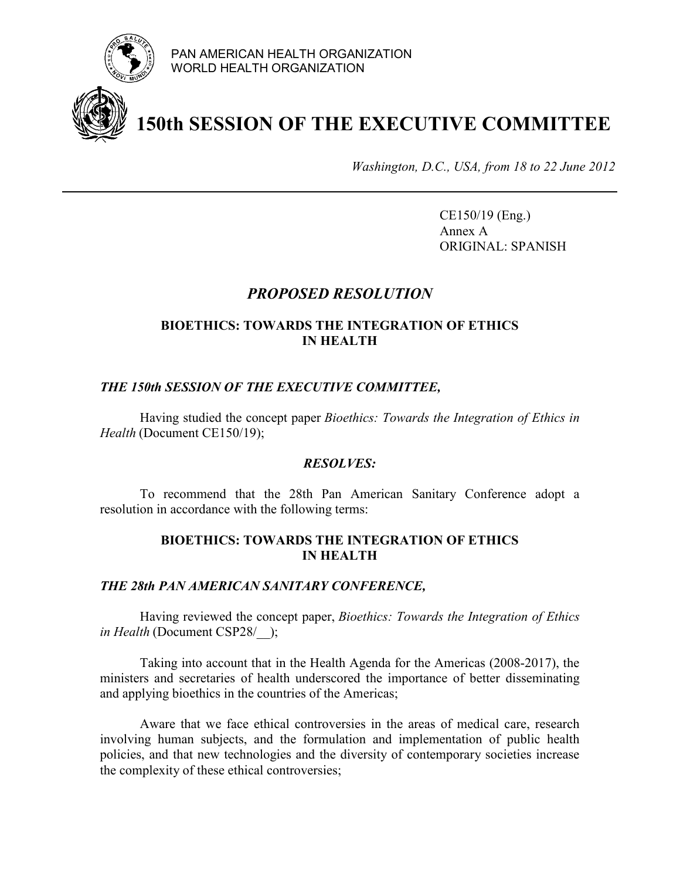PAN AMERICAN HEALTH ORGANIZATION
WORLD HEALTH ORGANIZATION

# 150th SESSION OF THE EXECUTIVE COMMITTEE

*Washington, D.C., USA, from 18 to 22 June 2012*

CE150/19 (Eng.)
Annex A
ORIGINAL: SPANISH

## *PROPOSED RESOLUTION*

### BIOETHICS: TOWARDS THE INTEGRATION OF ETHICS IN HEALTH

***THE 150th SESSION OF THE EXECUTIVE COMMITTEE,***

Having studied the concept paper *Bioethics: Towards the Integration of Ethics in Health* (Document CE150/19);

***RESOLVES:***

To recommend that the 28th Pan American Sanitary Conference adopt a resolution in accordance with the following terms:

### BIOETHICS: TOWARDS THE INTEGRATION OF ETHICS IN HEALTH

***THE 28th PAN AMERICAN SANITARY CONFERENCE,***

Having reviewed the concept paper, *Bioethics: Towards the Integration of Ethics in Health* (Document CSP28/__);

Taking into account that in the Health Agenda for the Americas (2008-2017), the ministers and secretaries of health underscored the importance of better disseminating and applying bioethics in the countries of the Americas;

Aware that we face ethical controversies in the areas of medical care, research involving human subjects, and the formulation and implementation of public health policies, and that new technologies and the diversity of contemporary societies increase the complexity of these ethical controversies;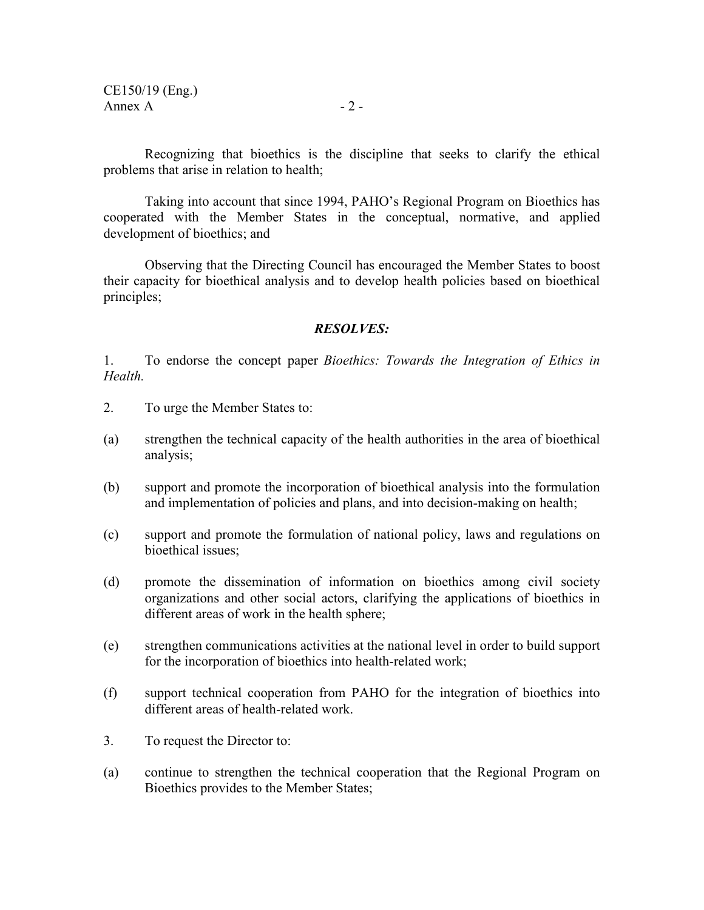Recognizing that bioethics is the discipline that seeks to clarify the ethical problems that arise in relation to health;

Taking into account that since 1994, PAHO's Regional Program on Bioethics has cooperated with the Member States in the conceptual, normative, and applied development of bioethics; and

Observing that the Directing Council has encouraged the Member States to boost their capacity for bioethical analysis and to develop health policies based on bioethical principles;

***RESOLVES:***

1. To endorse the concept paper *Bioethics: Towards the Integration of Ethics in Health.*

2. To urge the Member States to:

(a) strengthen the technical capacity of the health authorities in the area of bioethical analysis;

(b) support and promote the incorporation of bioethical analysis into the formulation and implementation of policies and plans, and into decision-making on health;

(c) support and promote the formulation of national policy, laws and regulations on bioethical issues;

(d) promote the dissemination of information on bioethics among civil society organizations and other social actors, clarifying the applications of bioethics in different areas of work in the health sphere;

(e) strengthen communications activities at the national level in order to build support for the incorporation of bioethics into health-related work;

(f) support technical cooperation from PAHO for the integration of bioethics into different areas of health-related work.

3. To request the Director to:

(a) continue to strengthen the technical cooperation that the Regional Program on Bioethics provides to the Member States;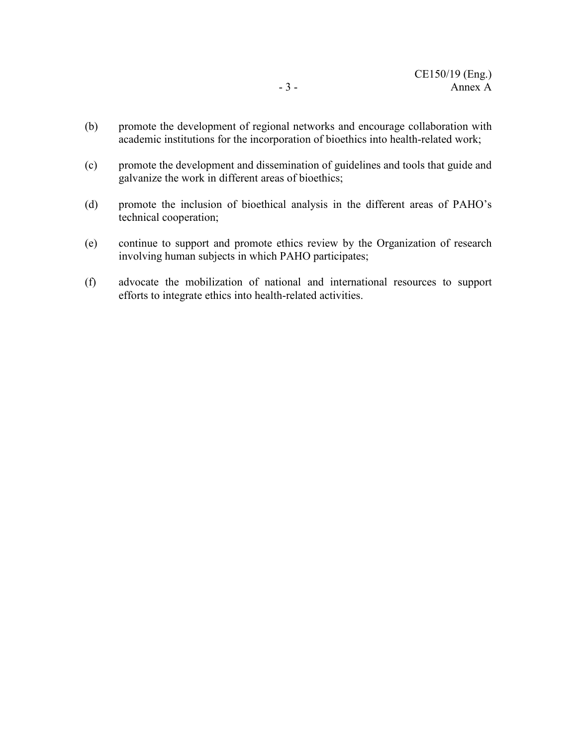(b) promote the development of regional networks and encourage collaboration with academic institutions for the incorporation of bioethics into health-related work;

(c) promote the development and dissemination of guidelines and tools that guide and galvanize the work in different areas of bioethics;

(d) promote the inclusion of bioethical analysis in the different areas of PAHO's technical cooperation;

(e) continue to support and promote ethics review by the Organization of research involving human subjects in which PAHO participates;

(f) advocate the mobilization of national and international resources to support efforts to integrate ethics into health-related activities.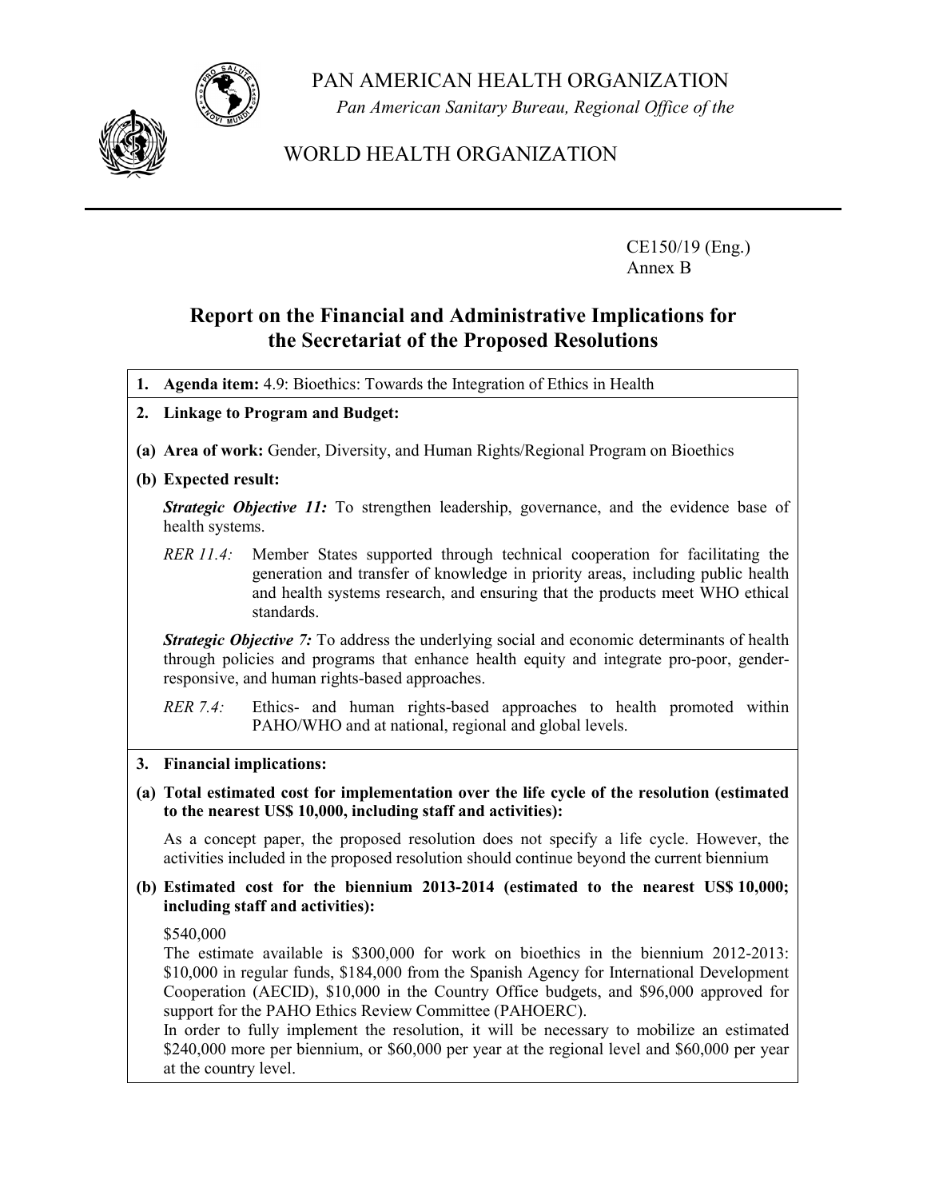PAN AMERICAN HEALTH ORGANIZATION

*Pan American Sanitary Bureau, Regional Office of the*

WORLD HEALTH ORGANIZATION

CE150/19 (Eng.)
Annex B

## Report on the Financial and Administrative Implications for the Secretariat of the Proposed Resolutions

**1. Agenda item:** 4.9: Bioethics: Towards the Integration of Ethics in Health

**2. Linkage to Program and Budget:**

**(a) Area of work:** Gender, Diversity, and Human Rights/Regional Program on Bioethics

**(b) Expected result:**

***Strategic Objective 11:*** To strengthen leadership, governance, and the evidence base of health systems.

*RER 11.4:* Member States supported through technical cooperation for facilitating the generation and transfer of knowledge in priority areas, including public health and health systems research, and ensuring that the products meet WHO ethical standards.

***Strategic Objective 7:*** To address the underlying social and economic determinants of health through policies and programs that enhance health equity and integrate pro-poor, gender-responsive, and human rights-based approaches.

*RER 7.4:* Ethics- and human rights-based approaches to health promoted within PAHO/WHO and at national, regional and global levels.

**3. Financial implications:**

**(a) Total estimated cost for implementation over the life cycle of the resolution (estimated to the nearest US$ 10,000, including staff and activities):**

As a concept paper, the proposed resolution does not specify a life cycle. However, the activities included in the proposed resolution should continue beyond the current biennium

**(b) Estimated cost for the biennium 2013-2014 (estimated to the nearest US$ 10,000; including staff and activities):**

$540,000

The estimate available is $300,000 for work on bioethics in the biennium 2012-2013: $10,000 in regular funds, $184,000 from the Spanish Agency for International Development Cooperation (AECID), $10,000 in the Country Office budgets, and $96,000 approved for support for the PAHO Ethics Review Committee (PAHOERC).

In order to fully implement the resolution, it will be necessary to mobilize an estimated $240,000 more per biennium, or $60,000 per year at the regional level and $60,000 per year at the country level.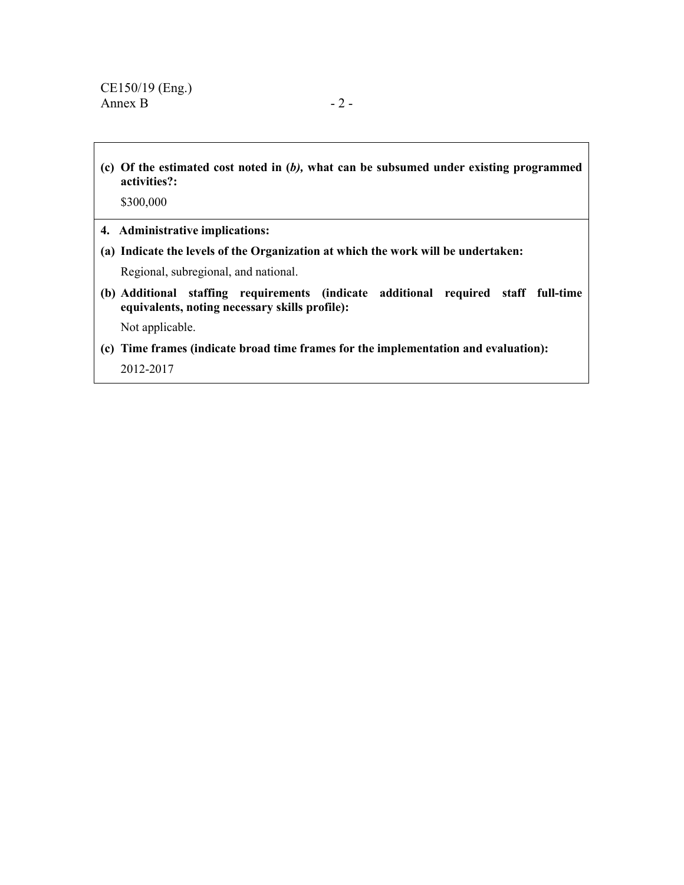**(c) Of the estimated cost noted in (*b*), what can be subsumed under existing programmed activities?:**

$300,000

**4. Administrative implications:**

**(a) Indicate the levels of the Organization at which the work will be undertaken:**

Regional, subregional, and national.

**(b) Additional staffing requirements (indicate additional required staff full-time equivalents, noting necessary skills profile):**

Not applicable.

**(c) Time frames (indicate broad time frames for the implementation and evaluation):**

2012-2017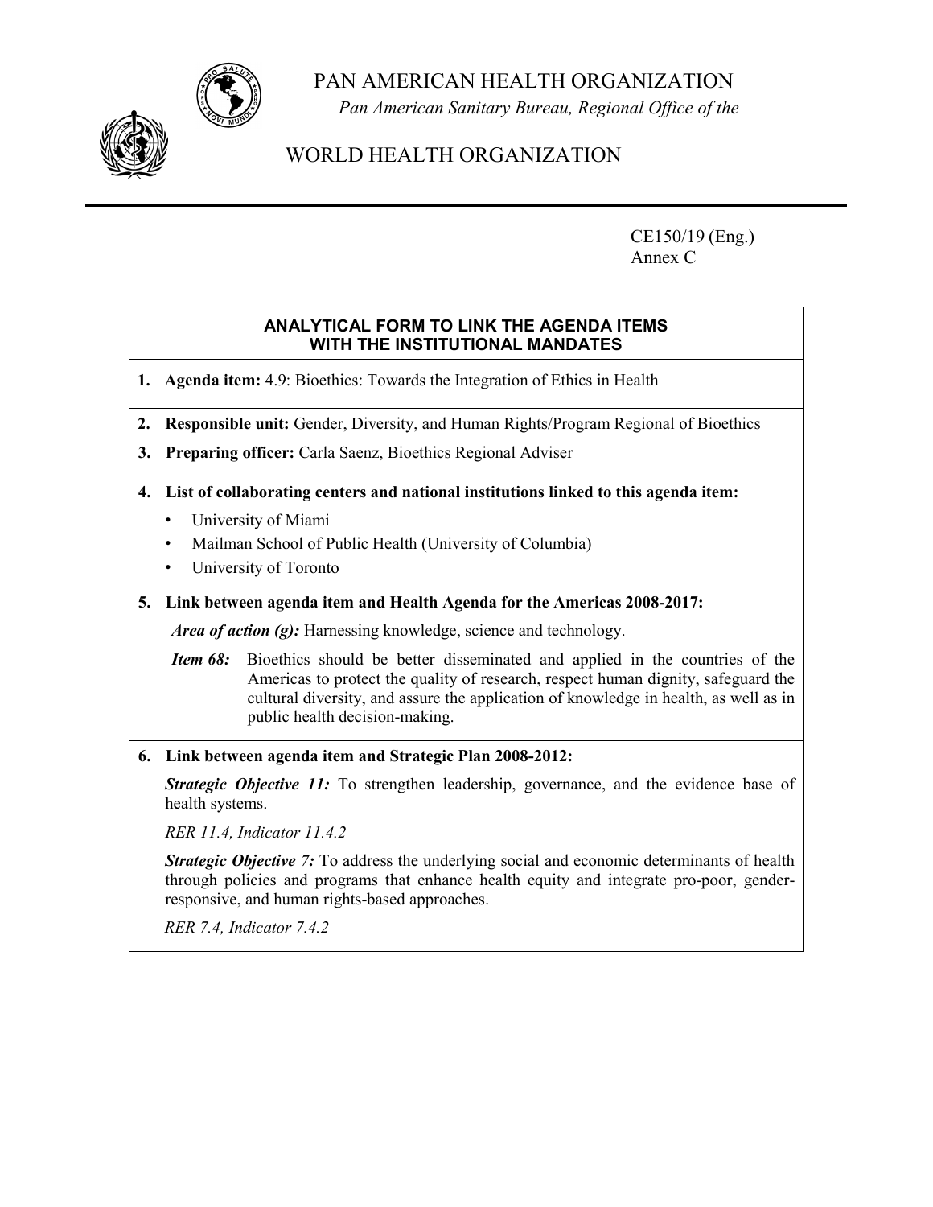PAN AMERICAN HEALTH ORGANIZATION

*Pan American Sanitary Bureau, Regional Office of the*

WORLD HEALTH ORGANIZATION

CE150/19 (Eng.)
Annex C

## ANALYTICAL FORM TO LINK THE AGENDA ITEMS WITH THE INSTITUTIONAL MANDATES

**1. Agenda item:** 4.9: Bioethics: Towards the Integration of Ethics in Health

**2. Responsible unit:** Gender, Diversity, and Human Rights/Program Regional of Bioethics

**3. Preparing officer:** Carla Saenz, Bioethics Regional Adviser

**4. List of collaborating centers and national institutions linked to this agenda item:**

- University of Miami
- Mailman School of Public Health (University of Columbia)
- University of Toronto

**5. Link between agenda item and Health Agenda for the Americas 2008-2017:**

***Area of action (g):*** Harnessing knowledge, science and technology.

***Item 68:*** Bioethics should be better disseminated and applied in the countries of the Americas to protect the quality of research, respect human dignity, safeguard the cultural diversity, and assure the application of knowledge in health, as well as in public health decision-making.

**6. Link between agenda item and Strategic Plan 2008-2012:**

***Strategic Objective 11:*** To strengthen leadership, governance, and the evidence base of health systems.

*RER 11.4, Indicator 11.4.2*

***Strategic Objective 7:*** To address the underlying social and economic determinants of health through policies and programs that enhance health equity and integrate pro-poor, gender-responsive, and human rights-based approaches.

*RER 7.4, Indicator 7.4.2*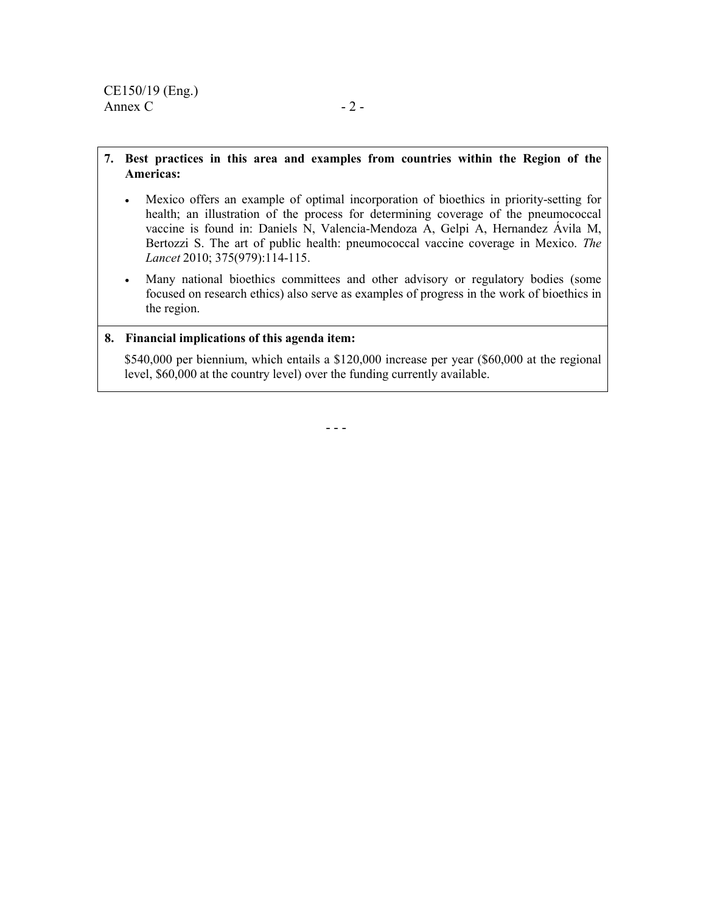**7. Best practices in this area and examples from countries within the Region of the Americas:**

- Mexico offers an example of optimal incorporation of bioethics in priority-setting for health; an illustration of the process for determining coverage of the pneumococcal vaccine is found in: Daniels N, Valencia-Mendoza A, Gelpi A, Hernandez Ávila M, Bertozzi S. The art of public health: pneumococcal vaccine coverage in Mexico. *The Lancet* 2010; 375(979):114-115.
- Many national bioethics committees and other advisory or regulatory bodies (some focused on research ethics) also serve as examples of progress in the work of bioethics in the region.

**8. Financial implications of this agenda item:**

$540,000 per biennium, which entails a $120,000 increase per year ($60,000 at the regional level, $60,000 at the country level) over the funding currently available.

- - -